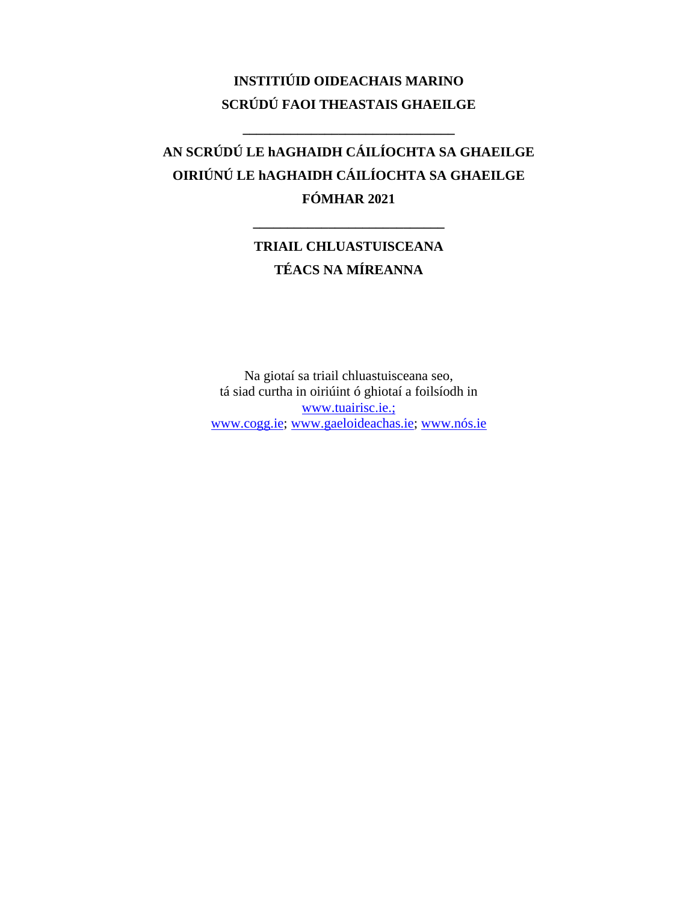**INSTITIÚID OIDEACHAIS MARINO**

**SCRÚDÚ FAOI THEASTAIS GHAEILGE**

---

**AN SCRÚDÚ LE hAGHAIDH CÁILÍOCHTA SA GHAEILGE**

**OIRIÚNÚ LE hAGHAIDH CÁILÍOCHTA SA GHAEILGE**

**FÓMHAR 2021**

---

**TRIAIL CHLUASTUISCEANA**

**TÉACS NA MÍREANNA**

Na giotaí sa triail chluastuisceana seo,
tá siad curtha in oiriúint ó ghiotaí a foilsíodh in
www.tuairisc.ie.;
www.cogg.ie; www.gaeloideachas.ie; www.nós.ie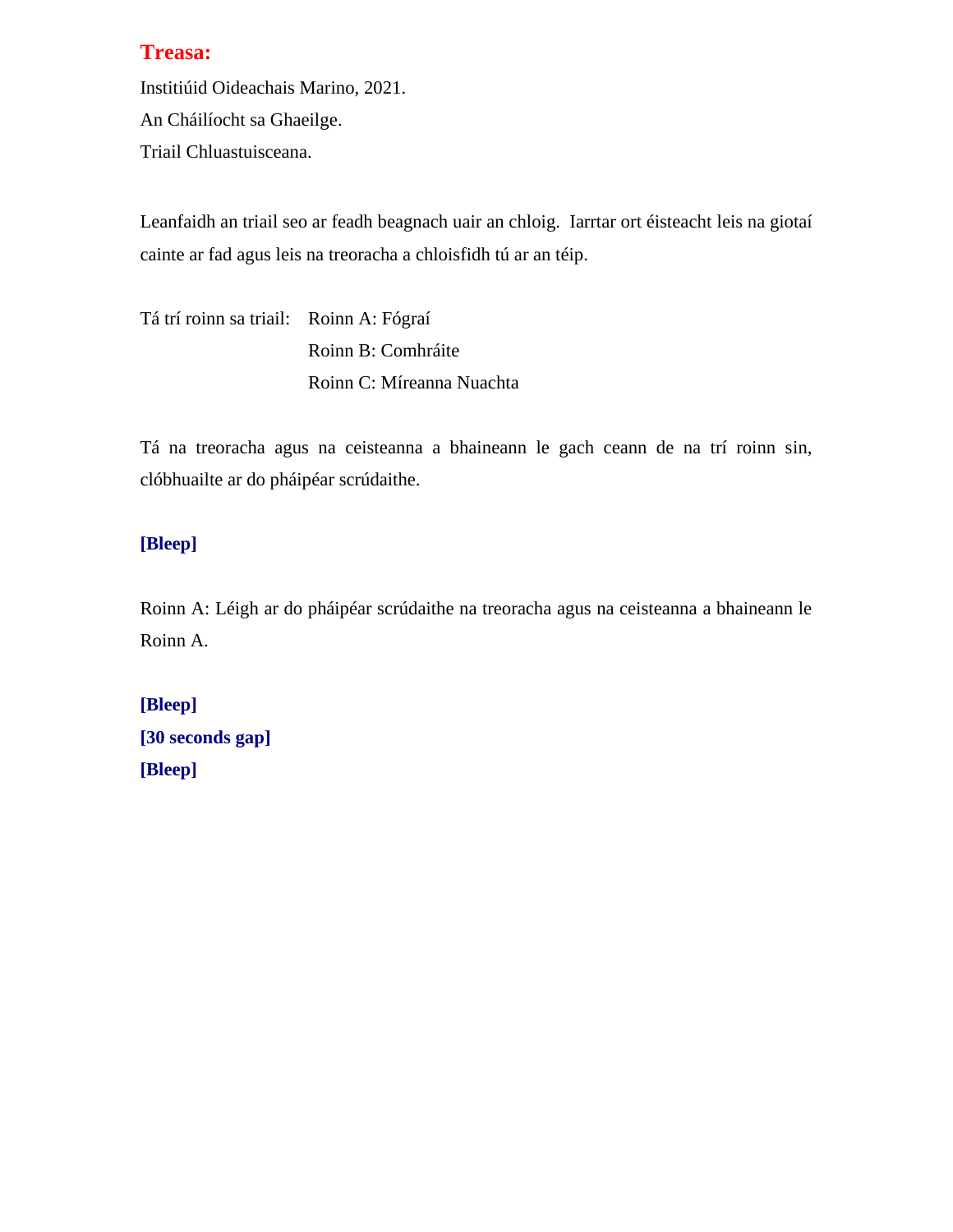**Treasa:**

Institiúid Oideachais Marino, 2021.

An Cháilíocht sa Ghaeilge.

Triail Chluastuisceana.

Leanfaidh an triail seo ar feadh beagnach uair an chloig. Iarrtar ort éisteacht leis na giotaí cainte ar fad agus leis na treoracha a chloisfidh tú ar an téip.

Tá trí roinn sa triail:
- Roinn A: Fógraí
- Roinn B: Comhráite
- Roinn C: Míreanna Nuachta

Tá na treoracha agus na ceisteanna a bhaineann le gach ceann de na trí roinn sin, clóbhuailte ar do pháipéar scrúdaithe.

**[Bleep]**

Roinn A: Léigh ar do pháipéar scrúdaithe na treoracha agus na ceisteanna a bhaineann le Roinn A.

**[Bleep]**
**[30 seconds gap]**
**[Bleep]**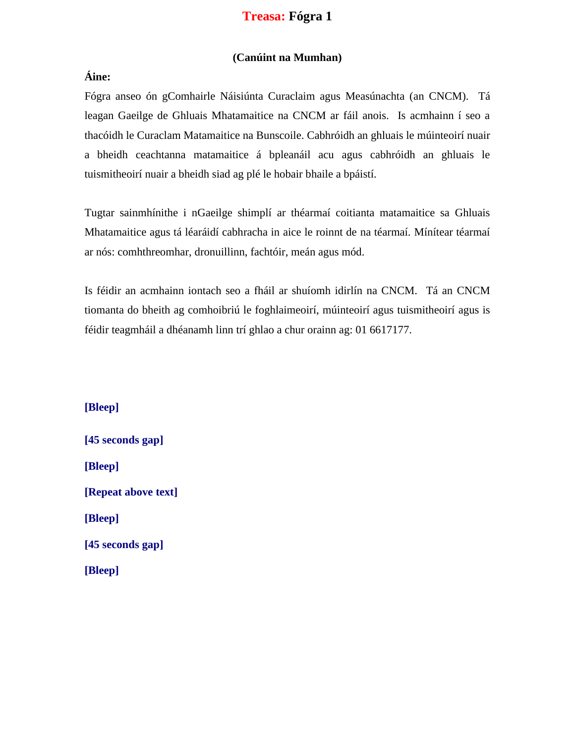# **Treasa:** Fógra 1

**(Canúint na Mumhan)**

**Áine:**

Fógra anseo ón gComhairle Náisiúnta Curaclaim agus Measúnachta (an CNCM). Tá leagan Gaeilge de Ghluais Mhatamaitice na CNCM ar fáil anois. Is acmhainn í seo a thacóidh le Curaclam Matamaitice na Bunscoile. Cabhróidh an ghluais le múinteoirí nuair a bheidh ceachtanna matamaitice á bpleanáil acu agus cabhróidh an ghluais le tuismitheoirí nuair a bheidh siad ag plé le hobair bhaile a bpáistí.

Tugtar sainmhínithe i nGaeilge shimplí ar théarmaí coitianta matamaitice sa Ghluais Mhatamaitice agus tá léaráidí cabhracha in aice le roinnt de na téarmaí. Mínítear téarmaí ar nós: comhthreomhar, dronuillinn, fachtóir, meán agus mód.

Is féidir an acmhainn iontach seo a fháil ar shuíomh idirlín na CNCM. Tá an CNCM tiomanta do bheith ag comhoibriú le foghlaimeoirí, múinteoirí agus tuismitheoirí agus is féidir teagmháil a dhéanamh linn trí ghlao a chur orainn ag: 01 6617177.

**[Bleep]**

**[45 seconds gap]**

**[Bleep]**

**[Repeat above text]**

**[Bleep]**

**[45 seconds gap]**

**[Bleep]**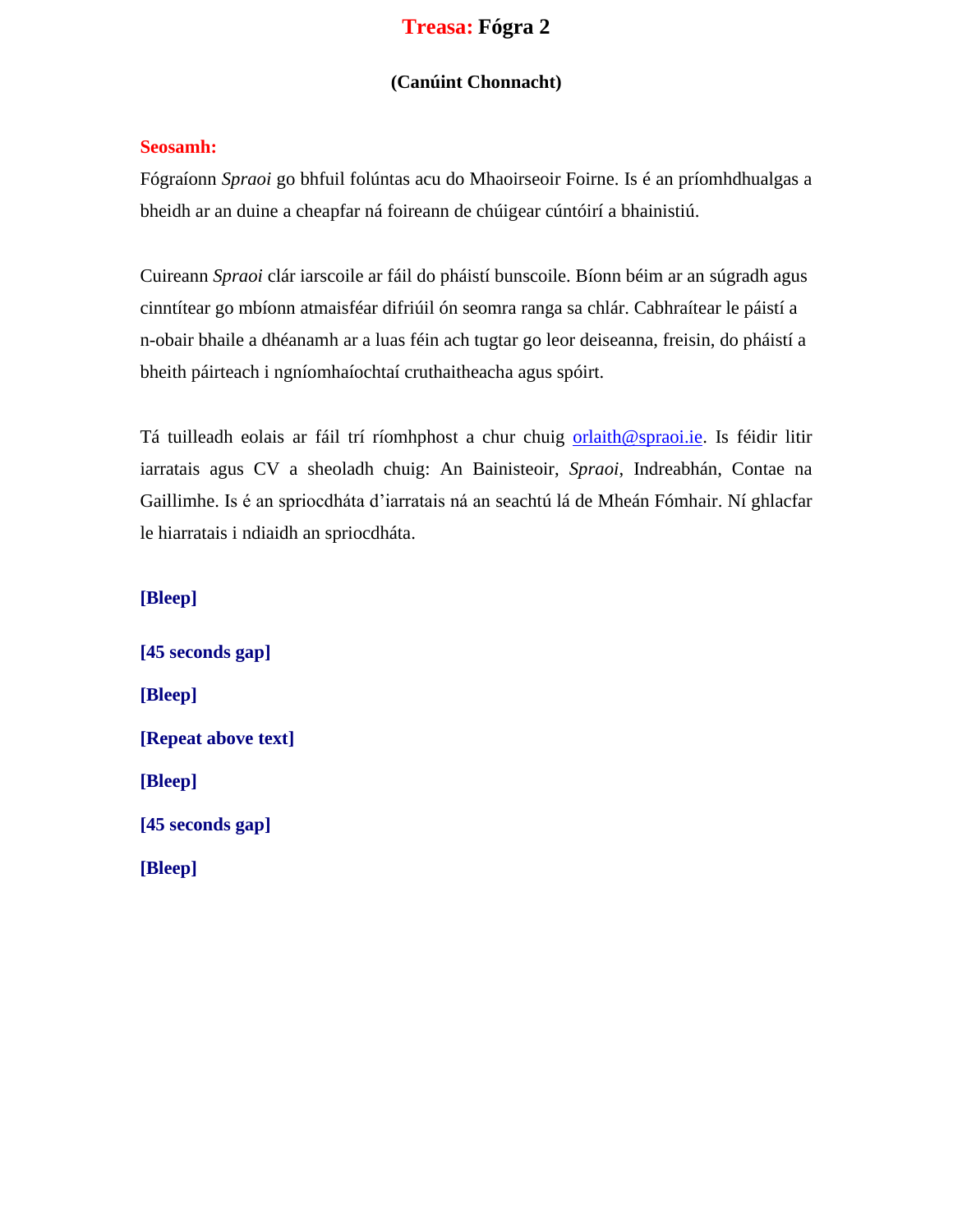# **Treasa:** Fógra 2

**(Canúint Chonnacht)**

**Seosamh:**

Fógraíonn *Spraoi* go bhfuil folúntas acu do Mhaoirseoir Foirne. Is é an príomhdhualgas a bheidh ar an duine a cheapfar ná foireann de chúigear cúntóirí a bhainistiú.

Cuireann *Spraoi* clár iarscoile ar fáil do pháistí bunscoile. Bíonn béim ar an súgradh agus cinntítear go mbíonn atmaisféar difriúil ón seomra ranga sa chlár. Cabhraítear le páistí a n-obair bhaile a dhéanamh ar a luas féin ach tugtar go leor deiseanna, freisin, do pháistí a bheith páirteach i ngníomhaíochtaí cruthaitheacha agus spóirt.

Tá tuilleadh eolais ar fáil trí ríomhphost a chur chuig orlaith@spraoi.ie. Is féidir litir iarratais agus CV a sheoladh chuig: An Bainisteoir, *Spraoi*, Indreabhán, Contae na Gaillimhe. Is é an spriocdháta d'iarratais ná an seachtú lá de Mheán Fómhair. Ní ghlacfar le hiarratais i ndiaidh an spriocdháta.

**[Bleep]**

**[45 seconds gap]**

**[Bleep]**

**[Repeat above text]**

**[Bleep]**

**[45 seconds gap]**

**[Bleep]**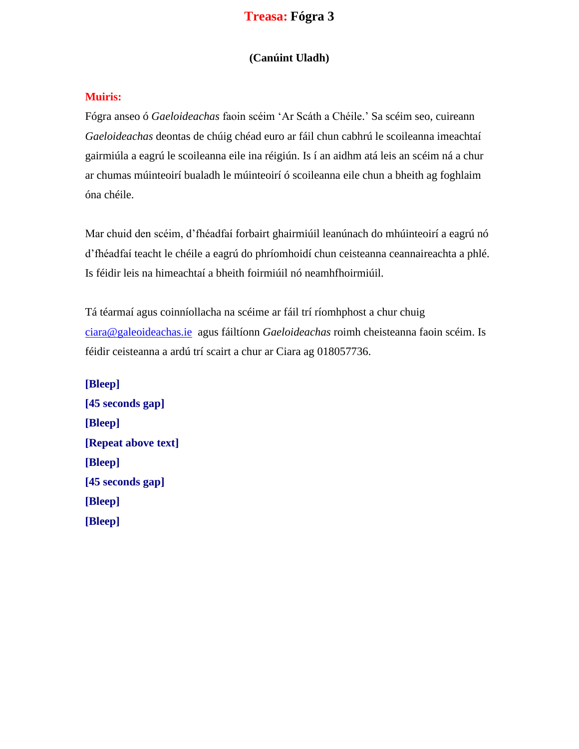# **Treasa:** Fógra 3

**(Canúint Uladh)**

**Muiris:**

Fógra anseo ó *Gaeloideachas* faoin scéim 'Ar Scáth a Chéile.' Sa scéim seo, cuireann *Gaeloideachas* deontas de chúig chéad euro ar fáil chun cabhrú le scoileanna imeachtaí gairmiúla a eagrú le scoileanna eile ina réigiún. Is í an aidhm atá leis an scéim ná a chur ar chumas múinteoirí bualadh le múinteoirí ó scoileanna eile chun a bheith ag foghlaim óna chéile.

Mar chuid den scéim, d'fhéadfaí forbairt ghairmiúil leanúnach do mhúinteoirí a eagrú nó d'fhéadfaí teacht le chéile a eagrú do phríomhoidí chun ceisteanna ceannaireachta a phlé. Is féidir leis na himeachtaí a bheith foirmiúil nó neamhfhoirmiúil.

Tá téarmaí agus coinníollacha na scéime ar fáil trí ríomhphost a chur chuig ciara@galeoideachas.ie agus fáiltíonn *Gaeloideachas* roimh cheisteanna faoin scéim. Is féidir ceisteanna a ardú trí scairt a chur ar Ciara ag 018057736.

**[Bleep]**
**[45 seconds gap]**
**[Bleep]**
**[Repeat above text]**
**[Bleep]**
**[45 seconds gap]**
**[Bleep]**
**[Bleep]**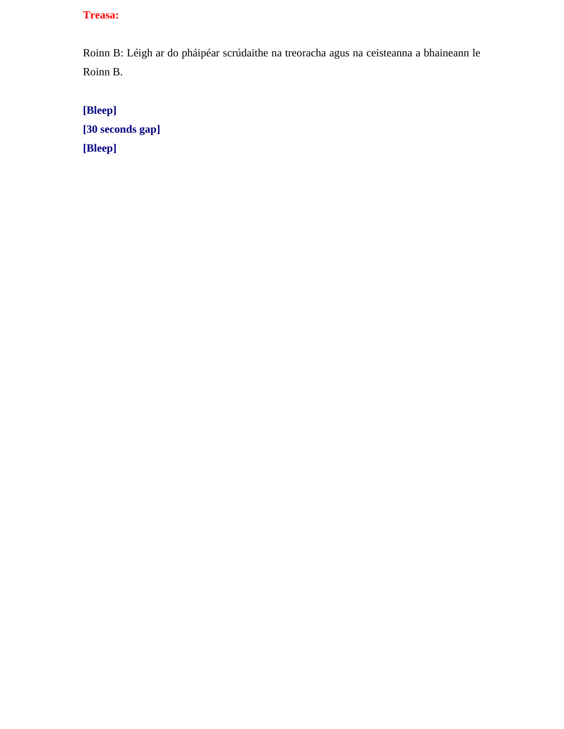**Treasa:**

Roinn B: Léigh ar do pháipéar scrúdaithe na treoracha agus na ceisteanna a bhaineann le Roinn B.

**[Bleep]**
**[30 seconds gap]**
**[Bleep]**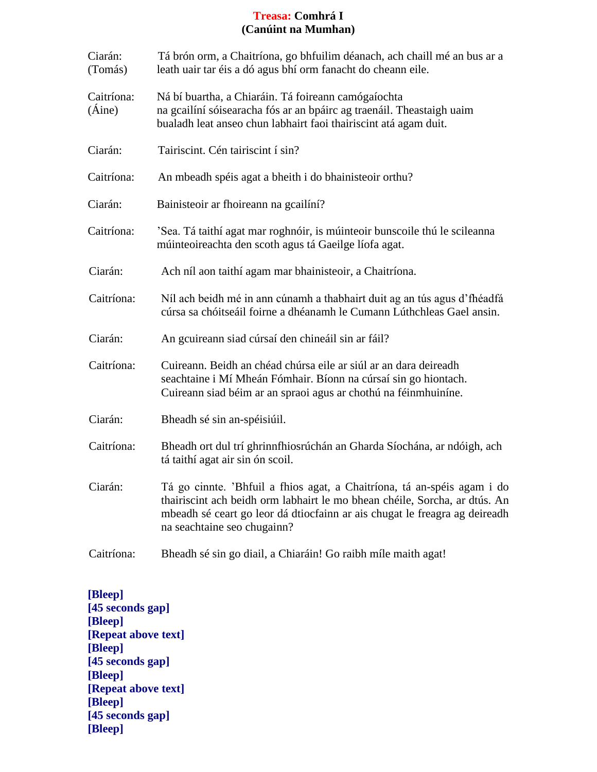# **Treasa:** Comhrá I
## (Canúint na Mumhan)

| | |
|---|---|
| Ciarán: (Tomás) | Tá brón orm, a Chaitríona, go bhfuilim déanach, ach chaill mé an bus ar a leath uair tar éis a dó agus bhí orm fanacht do cheann eile. |
| Caitríona: (Áine) | Ná bí buartha, a Chiaráin. Tá foireann camógaíochta na gcailíní sóisearacha fós ar an bpáirc ag traenáil. Theastaigh uaim bualadh leat anseo chun labhairt faoi thairiscint atá agam duit. |
| Ciarán: | Tairiscint. Cén tairiscint í sin? |
| Caitríona: | An mbeadh spéis agat a bheith i do bhainisteoir orthu? |
| Ciarán: | Bainisteoir ar fhoireann na gcailíní? |
| Caitríona: | ’Sea. Tá taithí agat mar roghnóir, is múinteoir bunscoile thú le scileanna múinteoireachta den scoth agus tá Gaeilge líofa agat. |
| Ciarán: | Ach níl aon taithí agam mar bhainisteoir, a Chaitríona. |
| Caitríona: | Níl ach beidh mé in ann cúnamh a thabhairt duit ag an tús agus d’fhéadfá cúrsa sa chóitseáil foirne a dhéanamh le Cumann Lúthchleas Gael ansin. |
| Ciarán: | An gcuireann siad cúrsaí den chineáil sin ar fáil? |
| Caitríona: | Cuireann. Beidh an chéad chúrsa eile ar siúl ar an dara deireadh seachtaine i Mí Mheán Fómhair. Bíonn na cúrsaí sin go hiontach. Cuireann siad béim ar an spraoi agus ar chothú na féinmhuiníne. |
| Ciarán: | Bheadh sé sin an-spéisiúil. |
| Caitríona: | Bheadh ort dul trí ghrinnfhiosrúchán an Gharda Síochána, ar ndóigh, ach tá taithí agat air sin ón scoil. |
| Ciarán: | Tá go cinnte. ’Bhfuil a fhios agat, a Chaitríona, tá an-spéis agam i do thairiscint ach beidh orm labhairt le mo bhean chéile, Sorcha, ar dtús. An mbeadh sé ceart go leor dá dtiocfainn ar ais chugat le freagra ag deireadh na seachtaine seo chugainn? |
| Caitríona: | Bheadh sé sin go diail, a Chiaráin! Go raibh míle maith agat! |

**[Bleep]**
**[45 seconds gap]**
**[Bleep]**
**[Repeat above text]**
**[Bleep]**
**[45 seconds gap]**
**[Bleep]**
**[Repeat above text]**
**[Bleep]**
**[45 seconds gap]**
**[Bleep]**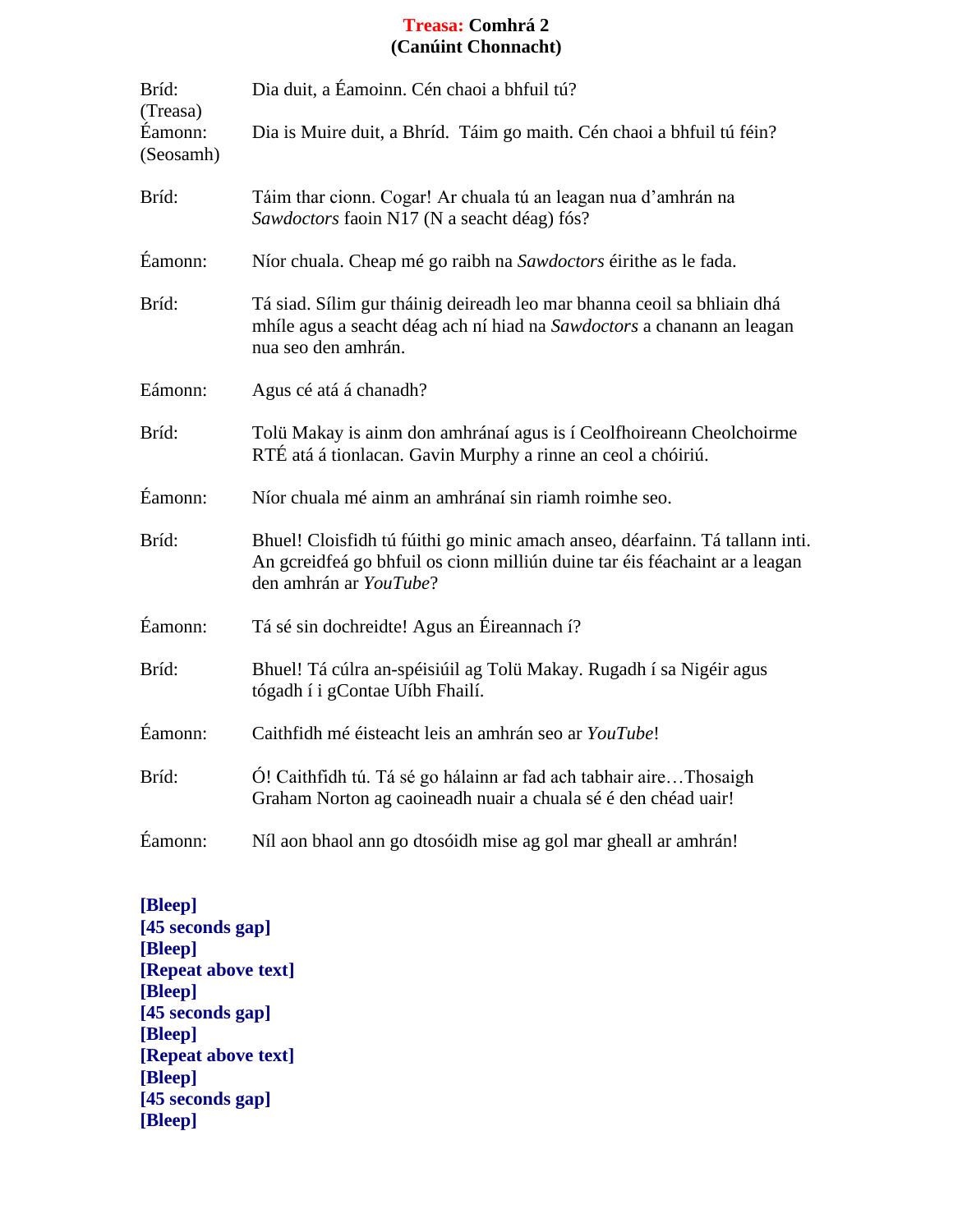# **Treasa: Comhrá 2**
# **(Canúint Chonnacht)**

| | |
|---|---|
| Bríd: (Treasa) | Dia duit, a Éamoinn. Cén chaoi a bhfuil tú? |
| Éamonn: (Seosamh) | Dia is Muire duit, a Bhríd. Táim go maith. Cén chaoi a bhfuil tú féin? |
| Bríd: | Táim thar cionn. Cogar! Ar chuala tú an leagan nua d'amhrán na *Sawdoctors* faoin N17 (N a seacht déag) fós? |
| Éamonn: | Níor chuala. Cheap mé go raibh na *Sawdoctors* éirithe as le fada. |
| Bríd: | Tá siad. Sílim gur tháinig deireadh leo mar bhanna ceoil sa bhliain dhá mhíle agus a seacht déag ach ní hiad na *Sawdoctors* a chanann an leagan nua seo den amhrán. |
| Eámonn: | Agus cé atá á chanadh? |
| Bríd: | Tolü Makay is ainm don amhránaí agus is í Ceolfhoireann Cheolchoirme RTÉ atá á tionlacan. Gavin Murphy a rinne an ceol a chóiriú. |
| Éamonn: | Níor chuala mé ainm an amhránaí sin riamh roimhe seo. |
| Bríd: | Bhuel! Cloisfidh tú fúithi go minic amach anseo, déarfainn. Tá tallann inti. An gcreidfeá go bhfuil os cionn milliún duine tar éis féachaint ar a leagan den amhrán ar *YouTube*? |
| Éamonn: | Tá sé sin dochreidte! Agus an Éireannach í? |
| Bríd: | Bhuel! Tá cúlra an-spéisiúil ag Tolü Makay. Rugadh í sa Nigéir agus tógadh í i gContae Uíbh Fhailí. |
| Éamonn: | Caithfidh mé éisteacht leis an amhrán seo ar *YouTube*! |
| Bríd: | Ó! Caithfidh tú. Tá sé go hálainn ar fad ach tabhair aire…Thosaigh Graham Norton ag caoineadh nuair a chuala sé é den chéad uair! |
| Éamonn: | Níl aon bhaol ann go dtosóidh mise ag gol mar gheall ar amhrán! |

**[Bleep]**
**[45 seconds gap]**
**[Bleep]**
**[Repeat above text]**
**[Bleep]**
**[45 seconds gap]**
**[Bleep]**
**[Repeat above text]**
**[Bleep]**
**[45 seconds gap]**
**[Bleep]**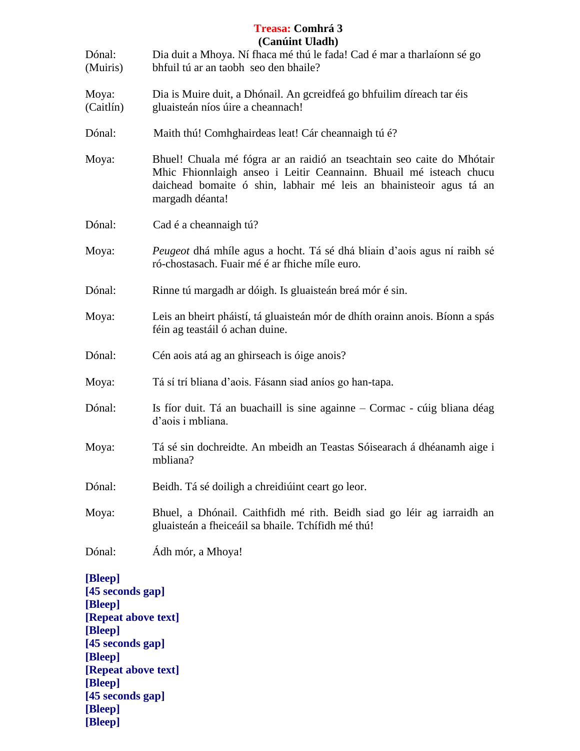# **Treasa: Comhrá 3**
## **(Canúint Uladh)**

Dónal: (Muiris) Dia duit a Mhoya. Ní fhaca mé thú le fada! Cad é mar a tharlaíonn sé go bhfuil tú ar an taobh seo den bhaile?

Moya: (Caitlín) Dia is Muire duit, a Dhónail. An gcreidfeá go bhfuilim díreach tar éis gluaisteán níos úire a cheannach!

Dónal: Maith thú! Comhghairdeas leat! Cár cheannaigh tú é?

Moya: Bhuel! Chuala mé fógra ar an raidió an tseachtain seo caite do Mhótair Mhic Fhionnlaigh anseo i Leitir Ceannainn. Bhuail mé isteach chucu daichead bomaite ó shin, labhair mé leis an bhainisteoir agus tá an margadh déanta!

Dónal: Cad é a cheannaigh tú?

Moya: *Peugeot* dhá mhíle agus a hocht. Tá sé dhá bliain d'aois agus ní raibh sé ró-chostasach. Fuair mé é ar fhiche míle euro.

Dónal: Rinne tú margadh ar dóigh. Is gluaisteán breá mór é sin.

Moya: Leis an bheirt pháistí, tá gluaisteán mór de dhíth orainn anois. Bíonn a spás féin ag teastáil ó achan duine.

Dónal: Cén aois atá ag an ghirseach is óige anois?

Moya: Tá sí trí bliana d'aois. Fásann siad aníos go han-tapa.

Dónal: Is fíor duit. Tá an buachaill is sine againne – Cormac - cúig bliana déag d'aois i mbliana.

Moya: Tá sé sin dochreidte. An mbeidh an Teastas Sóisearach á dhéanamh aige i mbliana?

Dónal: Beidh. Tá sé doiligh a chreidiúint ceart go leor.

Moya: Bhuel, a Dhónail. Caithfidh mé rith. Beidh siad go léir ag iarraidh an gluaisteán a fheiceáil sa bhaile. Tchífidh mé thú!

Dónal: Ádh mór, a Mhoya!

**[Bleep]**
**[45 seconds gap]**
**[Bleep]**
**[Repeat above text]**
**[Bleep]**
**[45 seconds gap]**
**[Bleep]**
**[Repeat above text]**
**[Bleep]**
**[45 seconds gap]**
**[Bleep]**
**[Bleep]**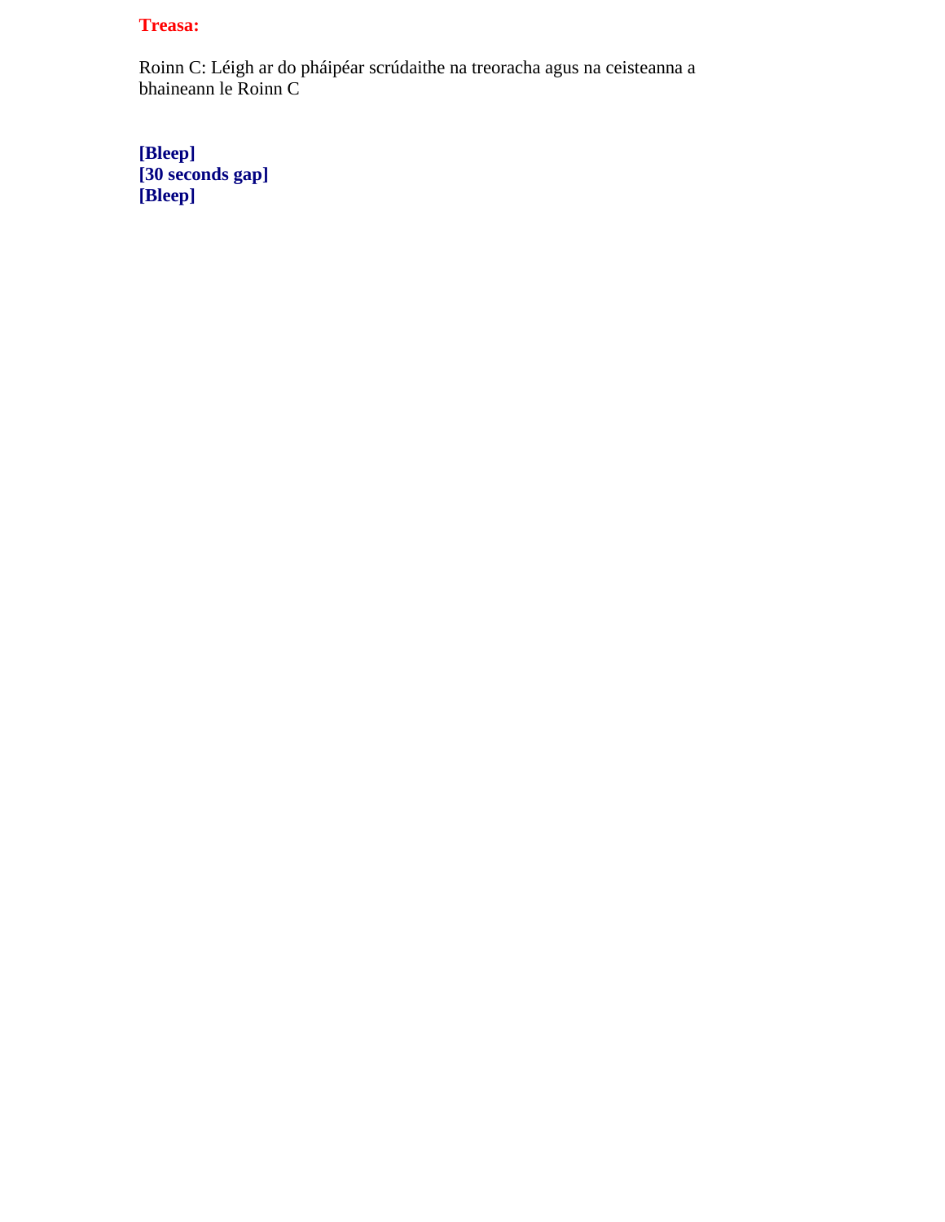**Treasa:**

Roinn C: Léigh ar do pháipéar scrúdaithe na treoracha agus na ceisteanna a bhaineann le Roinn C

**[Bleep]**
**[30 seconds gap]**
**[Bleep]**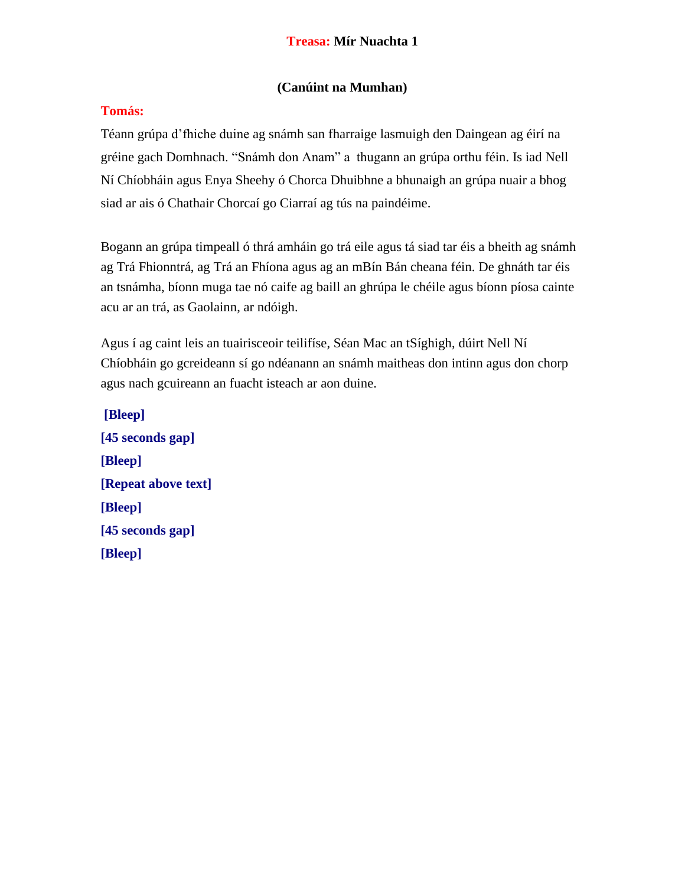**Treasa: Mír Nuachta 1**

**(Canúint na Mumhan)**

**Tomás:**

Téann grúpa d'fhiche duine ag snámh san fharraige lasmuigh den Daingean ag éirí na gréine gach Domhnach. "Snámh don Anam" a thugann an grúpa orthu féin. Is iad Nell Ní Chíobháin agus Enya Sheehy ó Chorca Dhuibhne a bhunaigh an grúpa nuair a bhog siad ar ais ó Chathair Chorcaí go Ciarraí ag tús na paindéime.

Bogann an grúpa timpeall ó thrá amháin go trá eile agus tá siad tar éis a bheith ag snámh ag Trá Fhionntrá, ag Trá an Fhíona agus ag an mBín Bán cheana féin. De ghnáth tar éis an tsnámha, bíonn muga tae nó caife ag baill an ghrúpa le chéile agus bíonn píosa cainte acu ar an trá, as Gaolainn, ar ndóigh.

Agus í ag caint leis an tuairisceoir teilifíse, Séan Mac an tSíghigh, dúirt Nell Ní Chíobháin go gcreideann sí go ndéanann an snámh maitheas don intinn agus don chorp agus nach gcuireann an fuacht isteach ar aon duine.

**[Bleep]**
**[45 seconds gap]**
**[Bleep]**
**[Repeat above text]**
**[Bleep]**
**[45 seconds gap]**
**[Bleep]**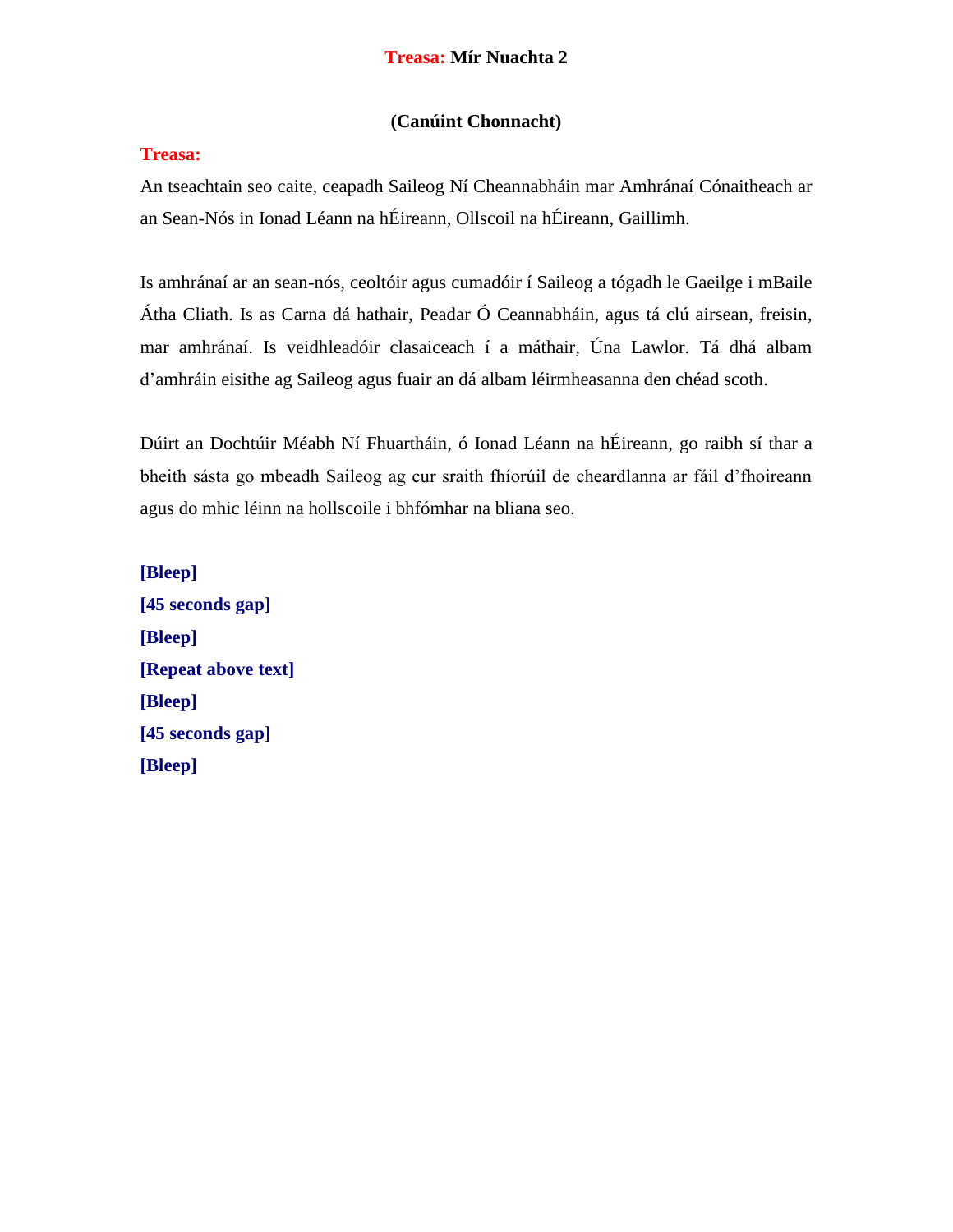## **Treasa:** Mír Nuachta 2

### (Canúint Chonnacht)

**Treasa:**

An tseachtain seo caite, ceapadh Saileog Ní Cheannabháin mar Amhránaí Cónaitheach ar an Sean-Nós in Ionad Léann na hÉireann, Ollscoil na hÉireann, Gaillimh.

Is amhránaí ar an sean-nós, ceoltóir agus cumadóir í Saileog a tógadh le Gaeilge i mBaile Átha Cliath. Is as Carna dá hathair, Peadar Ó Ceannabháin, agus tá clú airsean, freisin, mar amhránaí. Is veidhleadóir clasaiceach í a máthair, Úna Lawlor. Tá dhá albam d'amhráin eisithe ag Saileog agus fuair an dá albam léirmheasanna den chéad scoth.

Dúirt an Dochtúir Méabh Ní Fhuartháin, ó Ionad Léann na hÉireann, go raibh sí thar a bheith sásta go mbeadh Saileog ag cur sraith fhíorúil de cheardlanna ar fáil d'fhoireann agus do mhic léinn na hollscoile i bhfómhar na bliana seo.

**[Bleep]**
**[45 seconds gap]**
**[Bleep]**
**[Repeat above text]**
**[Bleep]**
**[45 seconds gap]**
**[Bleep]**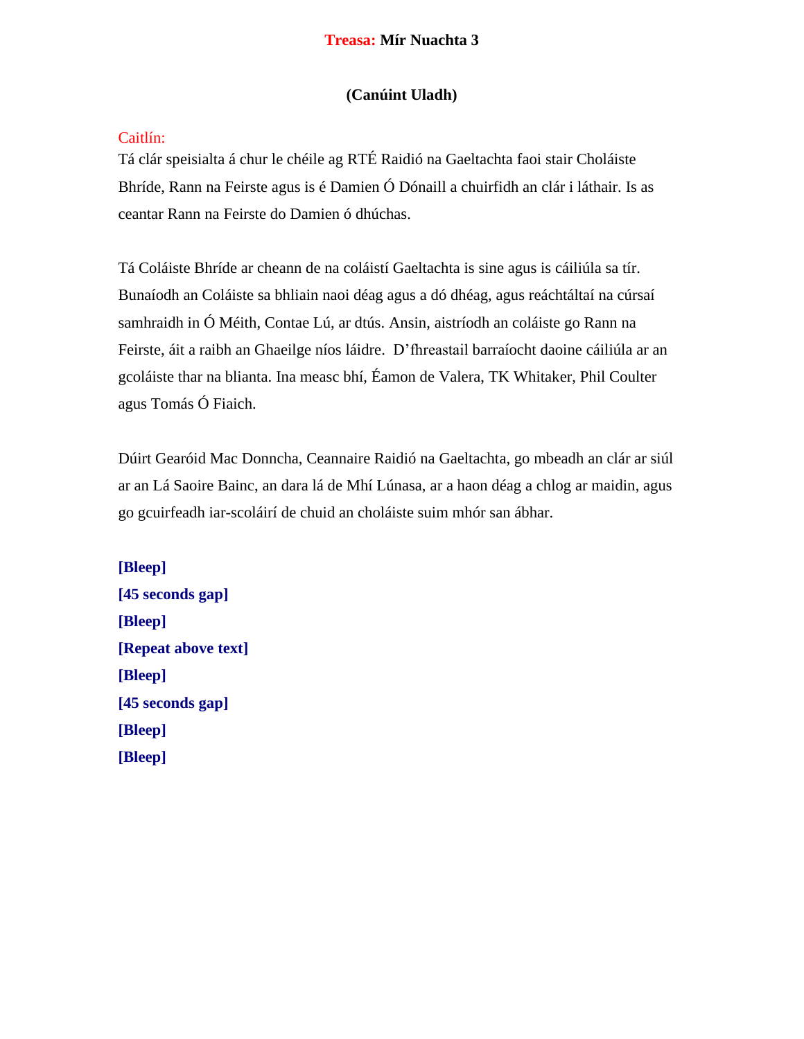**Treasa: Mír Nuachta 3**

**(Canúint Uladh)**

Caitlín:

Tá clár speisialta á chur le chéile ag RTÉ Raidió na Gaeltachta faoi stair Choláiste Bhríde, Rann na Feirste agus is é Damien Ó Dónaill a chuirfidh an clár i láthair. Is as ceantar Rann na Feirste do Damien ó dhúchas.

Tá Coláiste Bhríde ar cheann de na coláistí Gaeltachta is sine agus is cáiliúla sa tír. Bunaíodh an Coláiste sa bhliain naoi déag agus a dó dhéag, agus reáchtáltaí na cúrsaí samhraidh in Ó Méith, Contae Lú, ar dtús. Ansin, aistríodh an coláiste go Rann na Feirste, áit a raibh an Ghaeilge níos láidre. D'fhreastail barraíocht daoine cáiliúla ar an gcoláiste thar na blianta. Ina measc bhí, Éamon de Valera, TK Whitaker, Phil Coulter agus Tomás Ó Fiaich.

Dúirt Gearóid Mac Donncha, Ceannaire Raidió na Gaeltachta, go mbeadh an clár ar siúl ar an Lá Saoire Bainc, an dara lá de Mhí Lúnasa, ar a haon déag a chlog ar maidin, agus go gcuirfeadh iar-scoláirí de chuid an choláiste suim mhór san ábhar.

**[Bleep]**
**[45 seconds gap]**
**[Bleep]**
**[Repeat above text]**
**[Bleep]**
**[45 seconds gap]**
**[Bleep]**
**[Bleep]**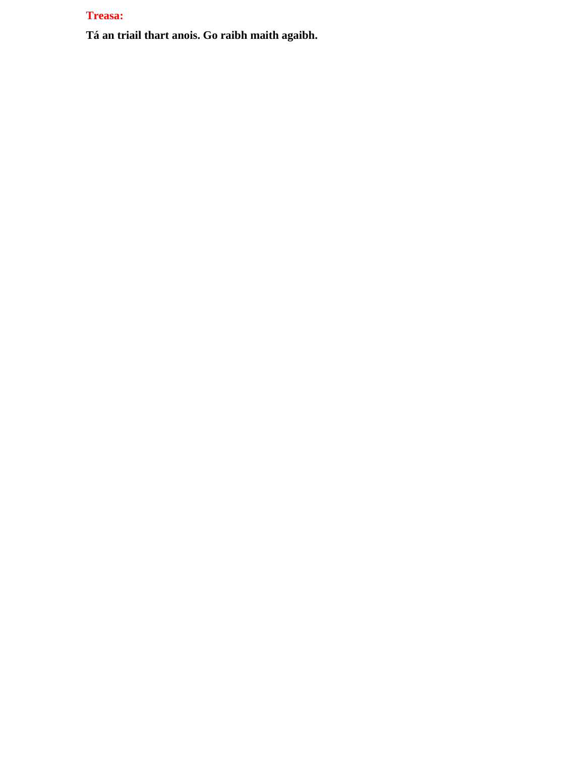**Treasa:**

**Tá an triail thart anois. Go raibh maith agaibh.**